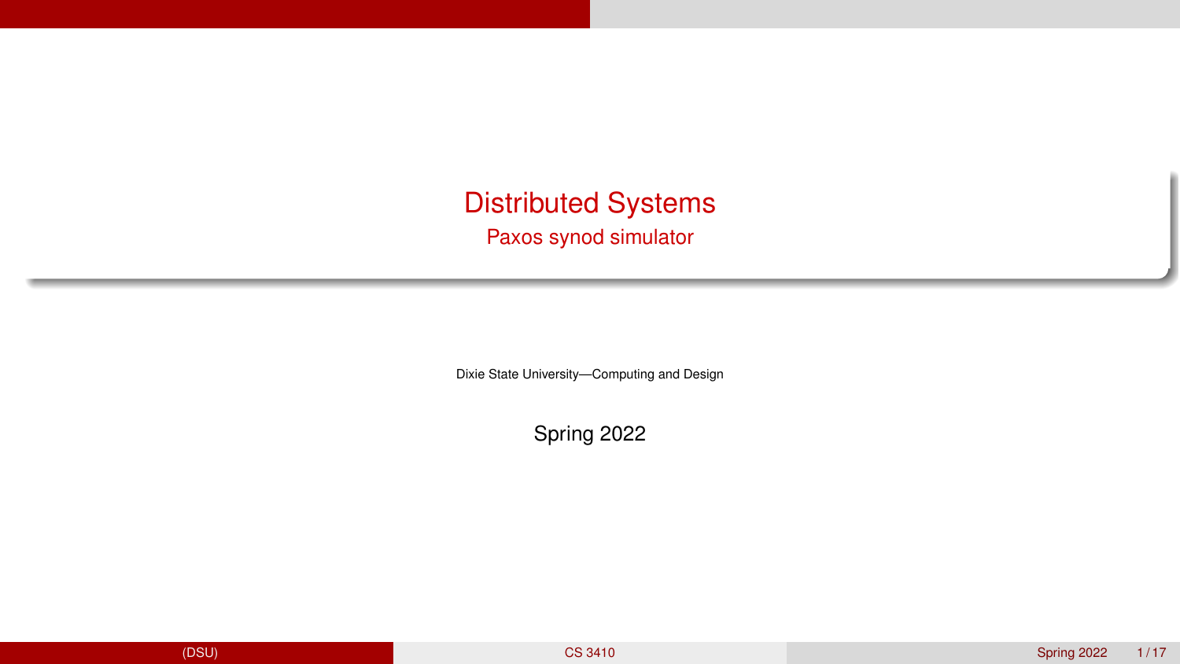# Distributed Systems

## Paxos synod simulator

Dixie State University—Computing and Design

Spring 2022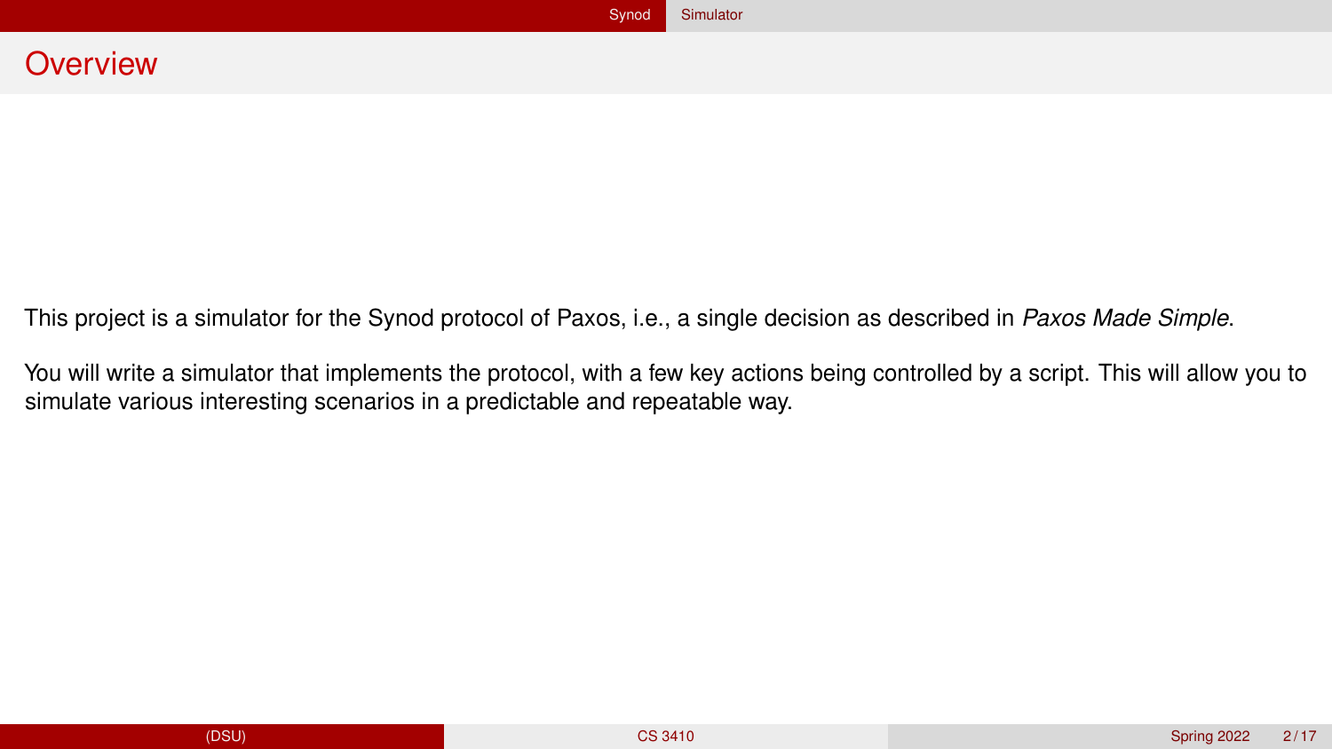# Overview

This project is a simulator for the Synod protocol of Paxos, i.e., a single decision as described in *Paxos Made Simple*.

You will write a simulator that implements the protocol, with a few key actions being controlled by a script. This will allow you to simulate various interesting scenarios in a predictable and repeatable way.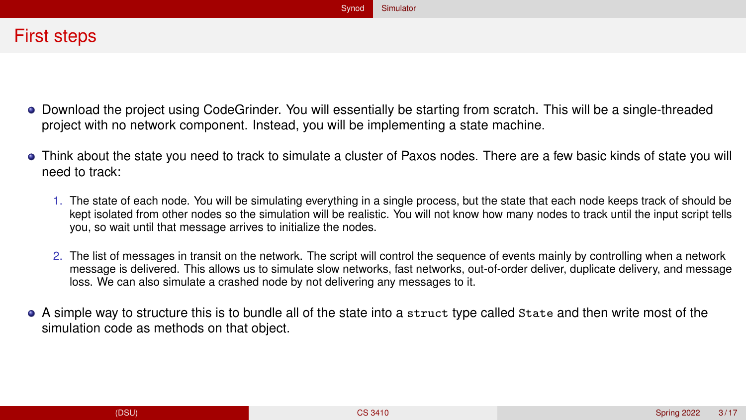# First steps

- Download the project using CodeGrinder. You will essentially be starting from scratch. This will be a single-threaded project with no network component. Instead, you will be implementing a state machine.
- Think about the state you need to track to simulate a cluster of Paxos nodes. There are a few basic kinds of state you will need to track:
  1. The state of each node. You will be simulating everything in a single process, but the state that each node keeps track of should be kept isolated from other nodes so the simulation will be realistic. You will not know how many nodes to track until the input script tells you, so wait until that message arrives to initialize the nodes.
  2. The list of messages in transit on the network. The script will control the sequence of events mainly by controlling when a network message is delivered. This allows us to simulate slow networks, fast networks, out-of-order deliver, duplicate delivery, and message loss. We can also simulate a crashed node by not delivering any messages to it.
- A simple way to structure this is to bundle all of the state into a `struct` type called `State` and then write most of the simulation code as methods on that object.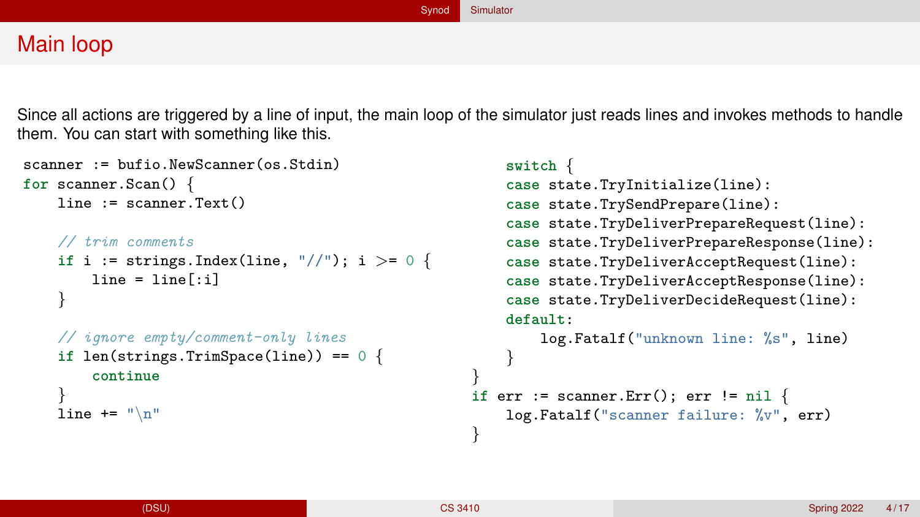# Main loop

Since all actions are triggered by a line of input, the main loop of the simulator just reads lines and invokes methods to handle them. You can start with something like this.

```go
scanner := bufio.NewScanner(os.Stdin)
for scanner.Scan() {
    line := scanner.Text()

    // trim comments
    if i := strings.Index(line, "//"); i >= 0 {
        line = line[:i]
    }

    // ignore empty/comment-only lines
    if len(strings.TrimSpace(line)) == 0 {
        continue
    }
    line += "\n"

    switch {
    case state.TryInitialize(line):
    case state.TrySendPrepare(line):
    case state.TryDeliverPrepareRequest(line):
    case state.TryDeliverPrepareResponse(line):
    case state.TryDeliverAcceptRequest(line):
    case state.TryDeliverAcceptResponse(line):
    case state.TryDeliverDecideRequest(line):
    default:
        log.Fatalf("unknown line: %s", line)
    }
}
if err := scanner.Err(); err != nil {
    log.Fatalf("scanner failure: %v", err)
}
```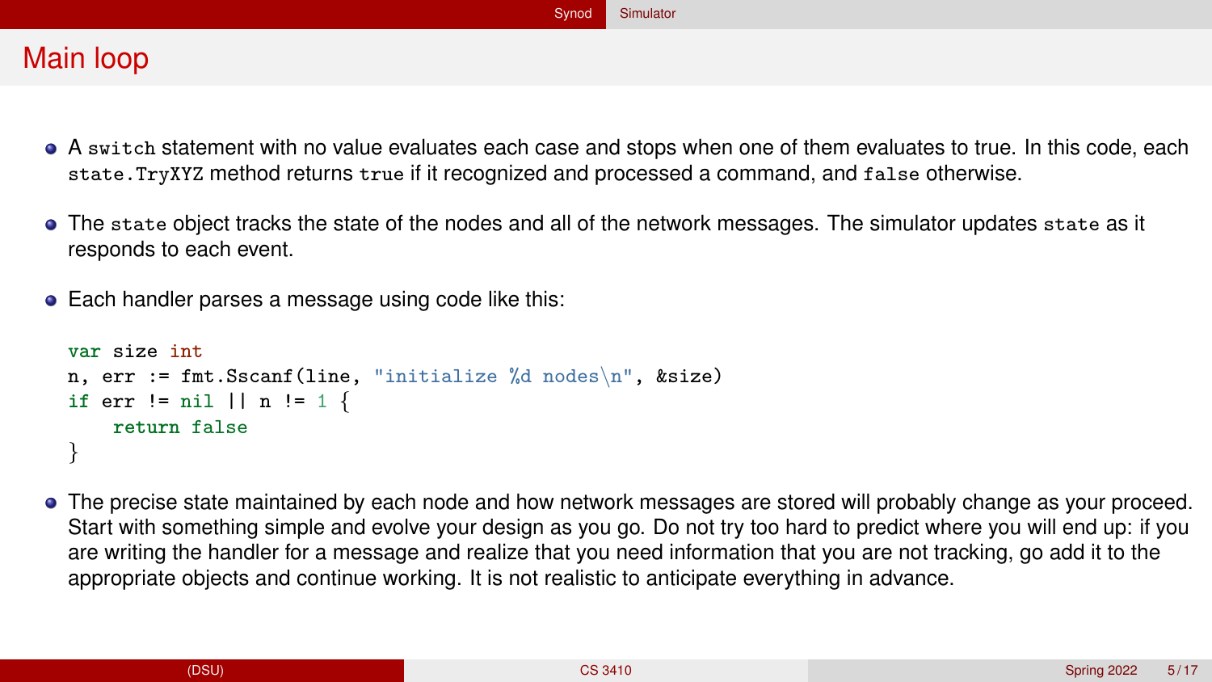# Main loop

- A `switch` statement with no value evaluates each case and stops when one of them evaluates to true. In this code, each `state.TryXYZ` method returns `true` if it recognized and processed a command, and `false` otherwise.
- The `state` object tracks the state of the nodes and all of the network messages. The simulator updates `state` as it responds to each event.
- Each handler parses a message using code like this:

```go
var size int
n, err := fmt.Sscanf(line, "initialize %d nodes\n", &size)
if err != nil || n != 1 {
    return false
}
```

- The precise state maintained by each node and how network messages are stored will probably change as your proceed. Start with something simple and evolve your design as you go. Do not try too hard to predict where you will end up: if you are writing the handler for a message and realize that you need information that you are not tracking, go add it to the appropriate objects and continue working. It is not realistic to anticipate everything in advance.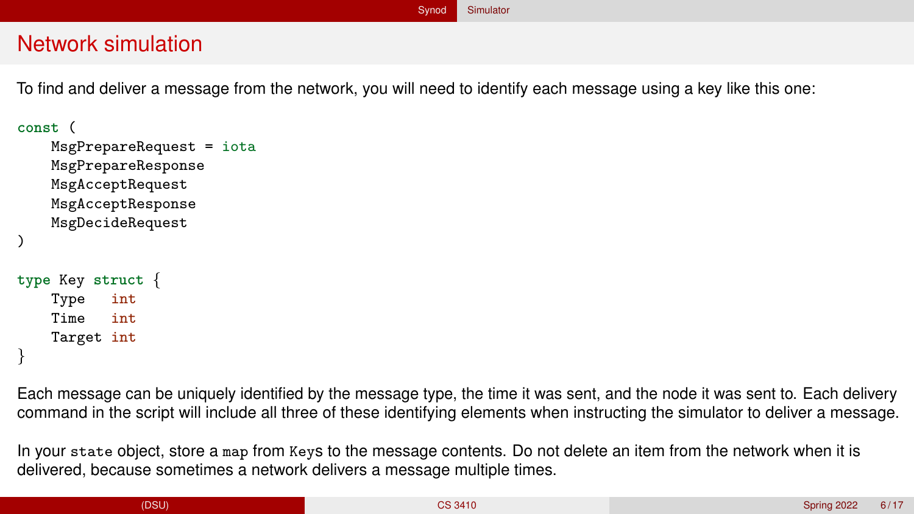# Network simulation

To find and deliver a message from the network, you will need to identify each message using a key like this one:

```
const (
    MsgPrepareRequest = iota
    MsgPrepareResponse
    MsgAcceptRequest
    MsgAcceptResponse
    MsgDecideRequest
)

type Key struct {
    Type   int
    Time   int
    Target int
}
```

Each message can be uniquely identified by the message type, the time it was sent, and the node it was sent to. Each delivery command in the script will include all three of these identifying elements when instructing the simulator to deliver a message.

In your `state` object, store a `map` from `Keys` to the message contents. Do not delete an item from the network when it is delivered, because sometimes a network delivers a message multiple times.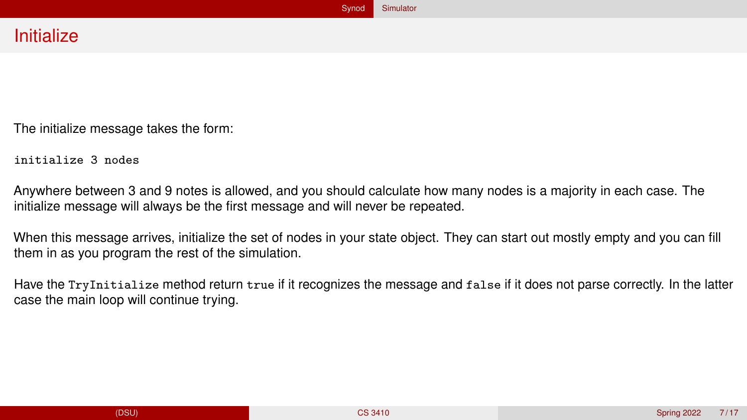# Initialize

The initialize message takes the form:

```
initialize 3 nodes
```

Anywhere between 3 and 9 notes is allowed, and you should calculate how many nodes is a majority in each case. The initialize message will always be the first message and will never be repeated.

When this message arrives, initialize the set of nodes in your state object. They can start out mostly empty and you can fill them in as you program the rest of the simulation.

Have the `TryInitialize` method return `true` if it recognizes the message and `false` if it does not parse correctly. In the latter case the main loop will continue trying.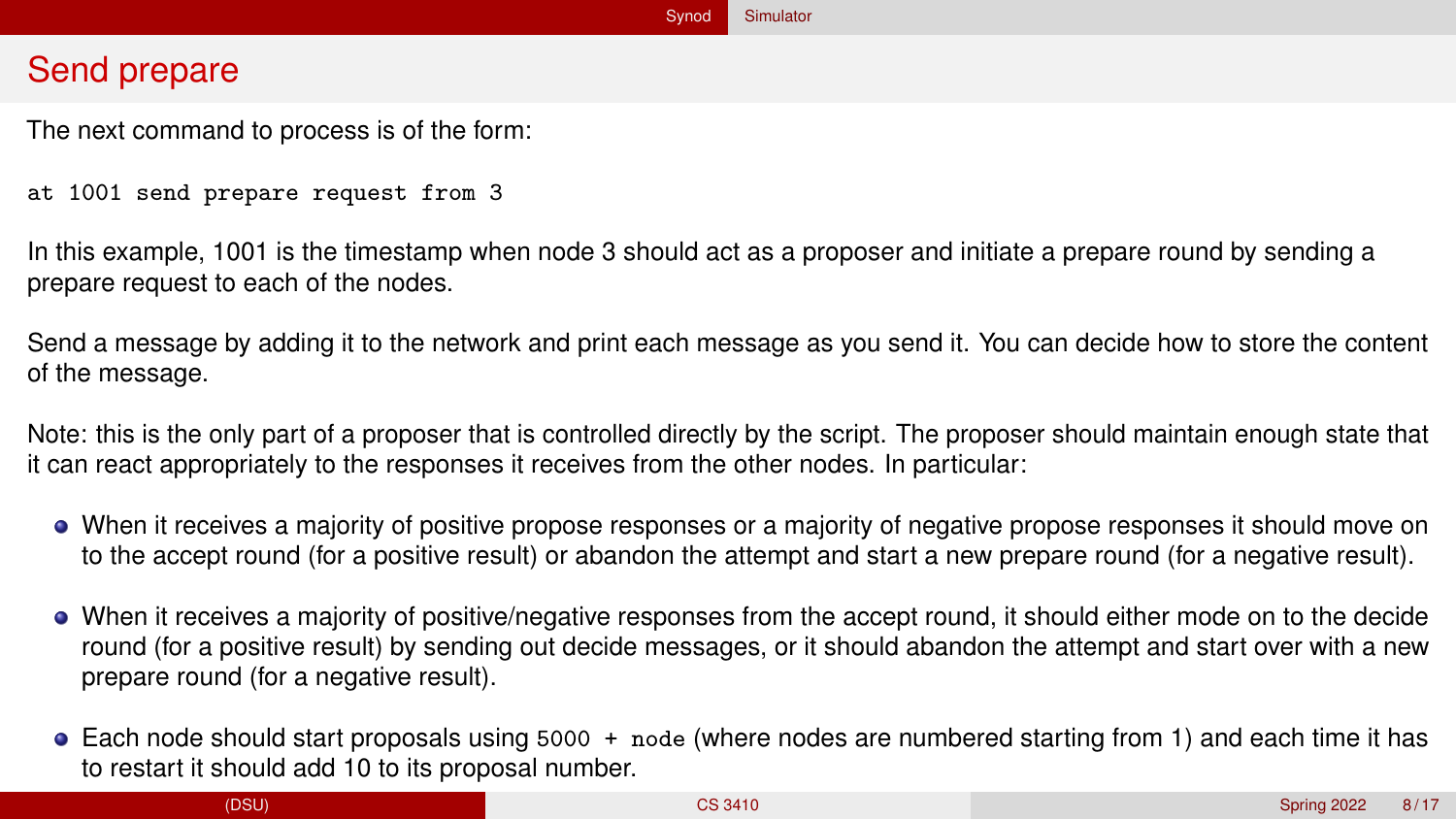# Send prepare

The next command to process is of the form:

```
at 1001 send prepare request from 3
```

In this example, 1001 is the timestamp when node 3 should act as a proposer and initiate a prepare round by sending a prepare request to each of the nodes.

Send a message by adding it to the network and print each message as you send it. You can decide how to store the content of the message.

Note: this is the only part of a proposer that is controlled directly by the script. The proposer should maintain enough state that it can react appropriately to the responses it receives from the other nodes. In particular:

- When it receives a majority of positive propose responses or a majority of negative propose responses it should move on to the accept round (for a positive result) or abandon the attempt and start a new prepare round (for a negative result).
- When it receives a majority of positive/negative responses from the accept round, it should either mode on to the decide round (for a positive result) by sending out decide messages, or it should abandon the attempt and start over with a new prepare round (for a negative result).
- Each node should start proposals using `5000 + node` (where nodes are numbered starting from 1) and each time it has to restart it should add 10 to its proposal number.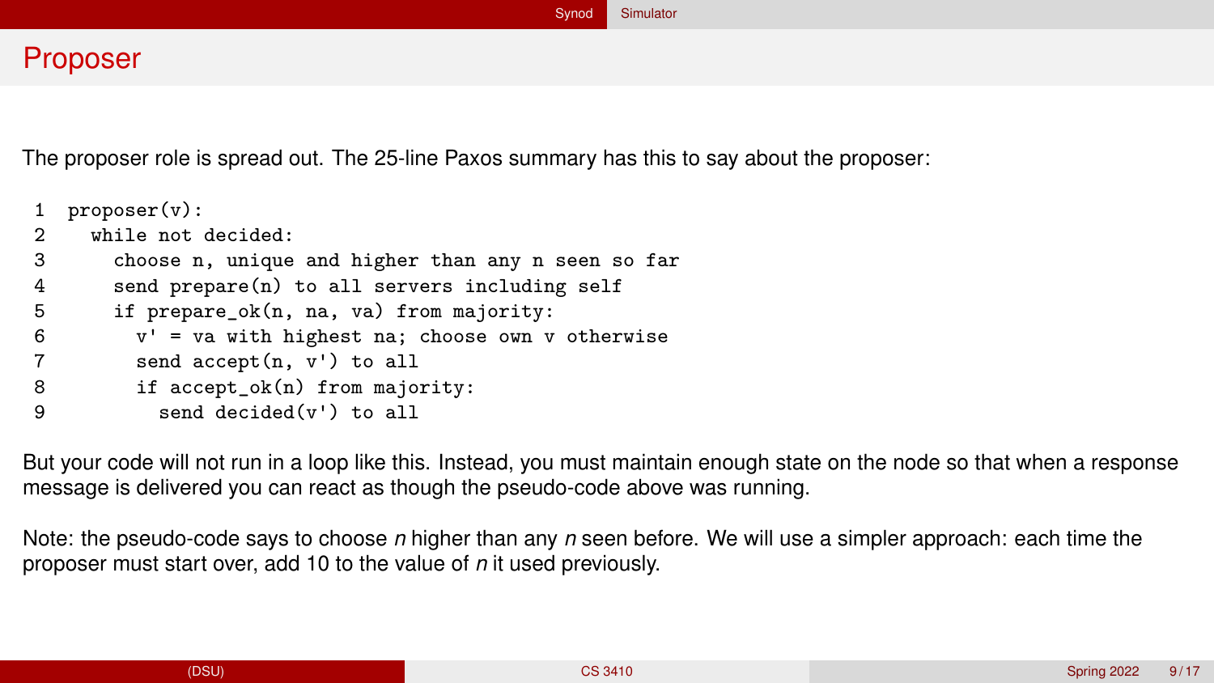# Proposer

The proposer role is spread out. The 25-line Paxos summary has this to say about the proposer:

```
1  proposer(v):
2    while not decided:
3      choose n, unique and higher than any n seen so far
4      send prepare(n) to all servers including self
5      if prepare_ok(n, na, va) from majority:
6        v' = va with highest na; choose own v otherwise
7        send accept(n, v') to all
8        if accept_ok(n) from majority:
9          send decided(v') to all
```

But your code will not run in a loop like this. Instead, you must maintain enough state on the node so that when a response message is delivered you can react as though the pseudo-code above was running.

Note: the pseudo-code says to choose $n$ higher than any $n$ seen before. We will use a simpler approach: each time the proposer must start over, add 10 to the value of $n$ it used previously.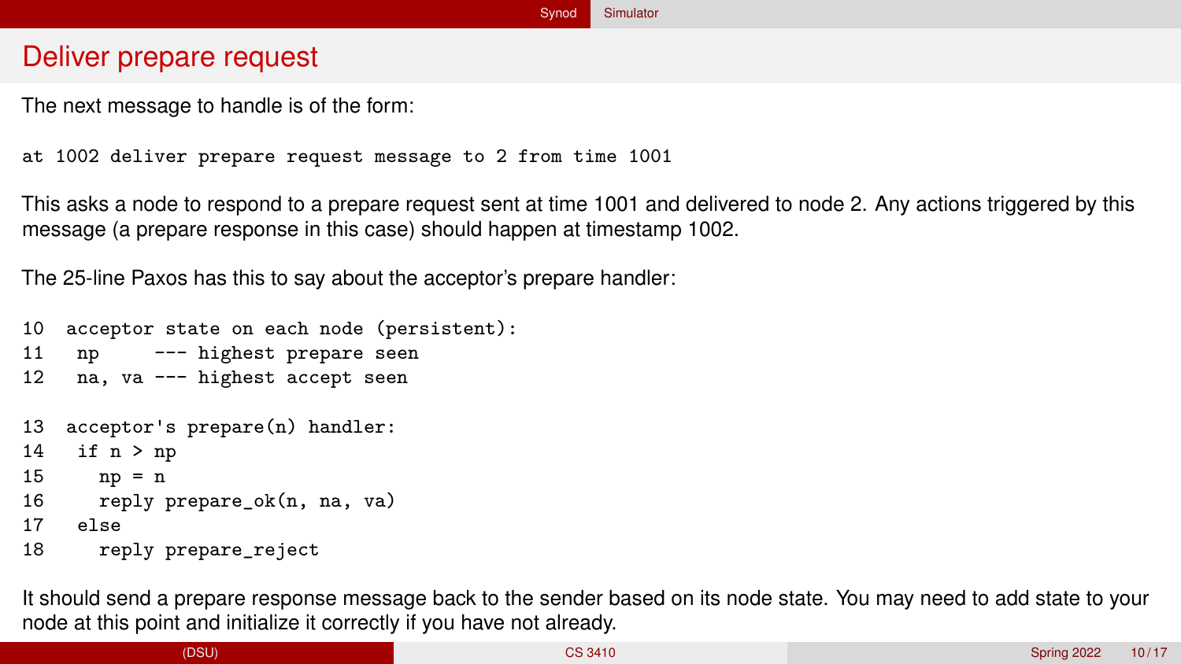# Deliver prepare request

The next message to handle is of the form:

```
at 1002 deliver prepare request message to 2 from time 1001
```

This asks a node to respond to a prepare request sent at time 1001 and delivered to node 2. Any actions triggered by this message (a prepare response in this case) should happen at timestamp 1002.

The 25-line Paxos has this to say about the acceptor's prepare handler:

```
10  acceptor state on each node (persistent):
11   np     --- highest prepare seen
12   na, va --- highest accept seen

13  acceptor's prepare(n) handler:
14   if n > np
15     np = n
16     reply prepare_ok(n, na, va)
17   else
18     reply prepare_reject
```

It should send a prepare response message back to the sender based on its node state. You may need to add state to your node at this point and initialize it correctly if you have not already.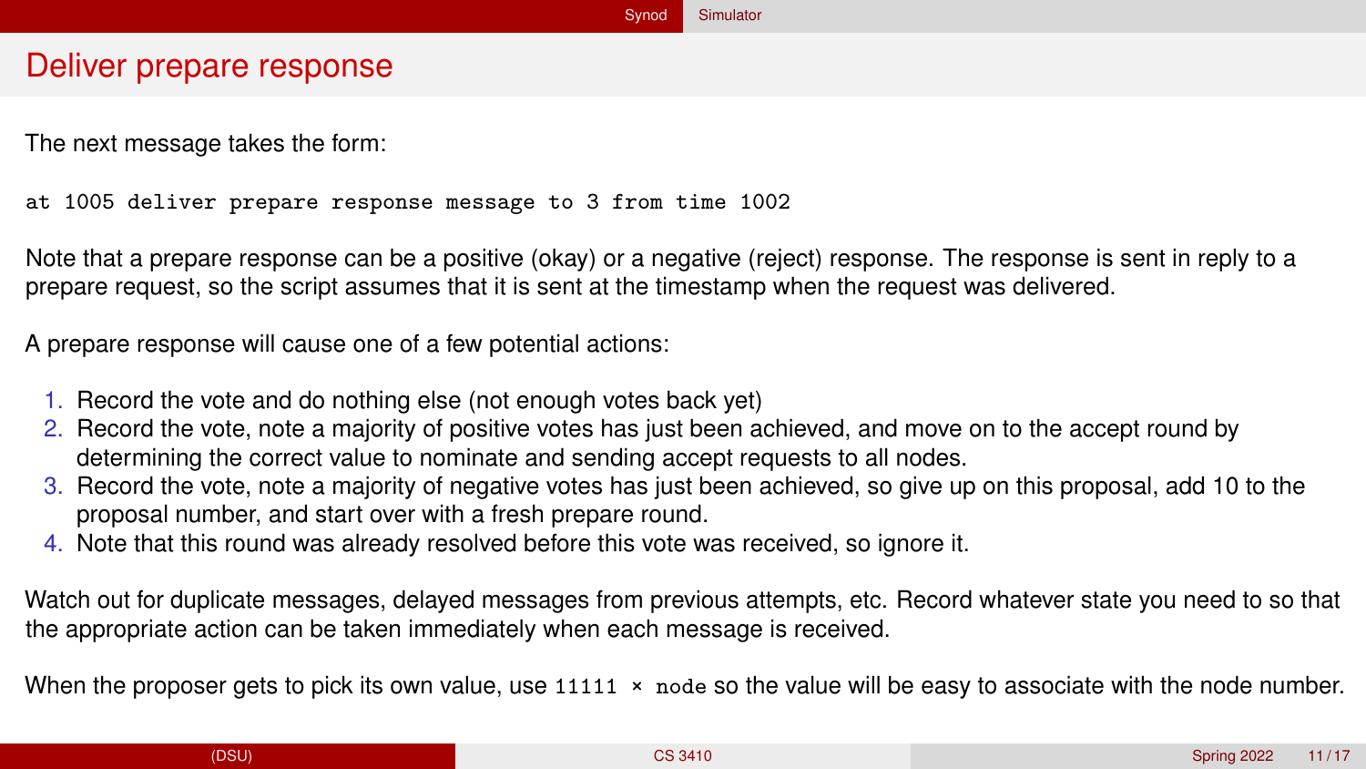# Deliver prepare response

The next message takes the form:

```
at 1005 deliver prepare response message to 3 from time 1002
```

Note that a prepare response can be a positive (okay) or a negative (reject) response. The response is sent in reply to a prepare request, so the script assumes that it is sent at the timestamp when the request was delivered.

A prepare response will cause one of a few potential actions:

1. Record the vote and do nothing else (not enough votes back yet)
2. Record the vote, note a majority of positive votes has just been achieved, and move on to the accept round by determining the correct value to nominate and sending accept requests to all nodes.
3. Record the vote, note a majority of negative votes has just been achieved, so give up on this proposal, add 10 to the proposal number, and start over with a fresh prepare round.
4. Note that this round was already resolved before this vote was received, so ignore it.

Watch out for duplicate messages, delayed messages from previous attempts, etc. Record whatever state you need to so that the appropriate action can be taken immediately when each message is received.

When the proposer gets to pick its own value, use `11111 × node` so the value will be easy to associate with the node number.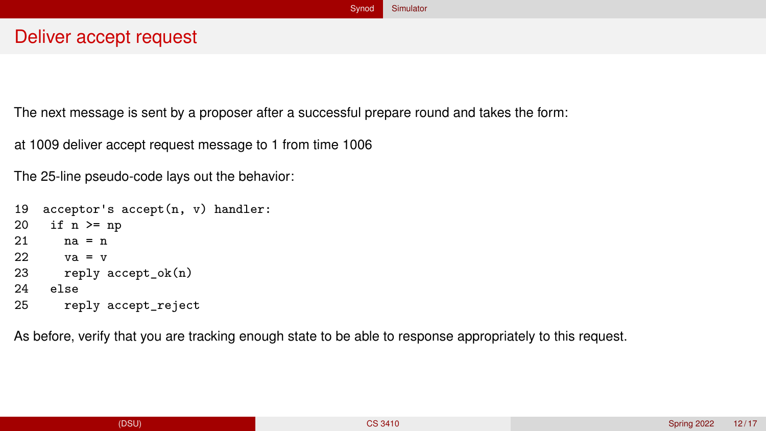# Deliver accept request

The next message is sent by a proposer after a successful prepare round and takes the form:

at 1009 deliver accept request message to 1 from time 1006

The 25-line pseudo-code lays out the behavior:

```
19  acceptor's accept(n, v) handler:
20   if n >= np
21     na = n
22     va = v
23     reply accept_ok(n)
24   else
25     reply accept_reject
```

As before, verify that you are tracking enough state to be able to response appropriately to this request.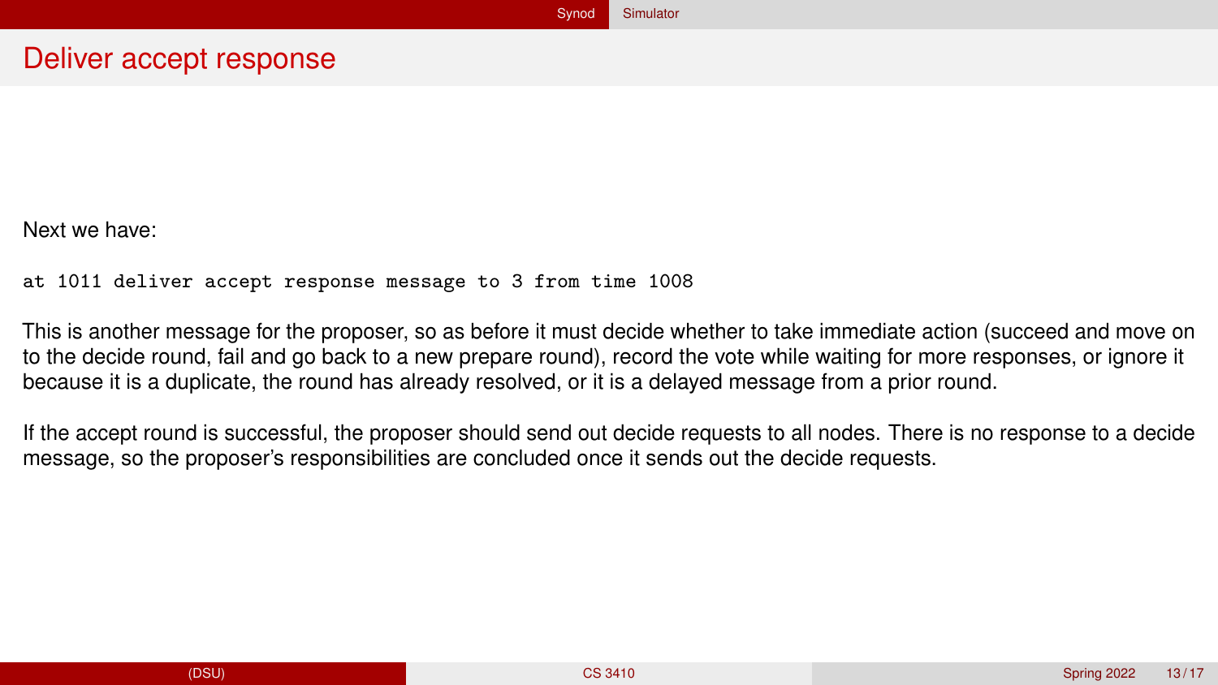# Deliver accept response

Next we have:

```
at 1011 deliver accept response message to 3 from time 1008
```

This is another message for the proposer, so as before it must decide whether to take immediate action (succeed and move on to the decide round, fail and go back to a new prepare round), record the vote while waiting for more responses, or ignore it because it is a duplicate, the round has already resolved, or it is a delayed message from a prior round.

If the accept round is successful, the proposer should send out decide requests to all nodes. There is no response to a decide message, so the proposer's responsibilities are concluded once it sends out the decide requests.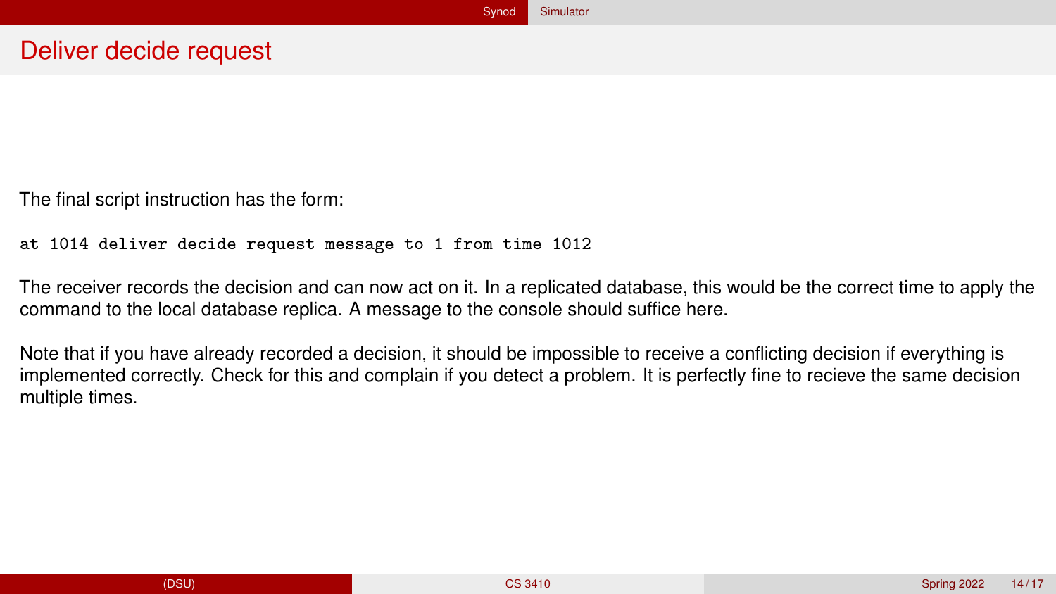# Deliver decide request

The final script instruction has the form:

```
at 1014 deliver decide request message to 1 from time 1012
```

The receiver records the decision and can now act on it. In a replicated database, this would be the correct time to apply the command to the local database replica. A message to the console should suffice here.

Note that if you have already recorded a decision, it should be impossible to receive a conflicting decision if everything is implemented correctly. Check for this and complain if you detect a problem. It is perfectly fine to recieve the same decision multiple times.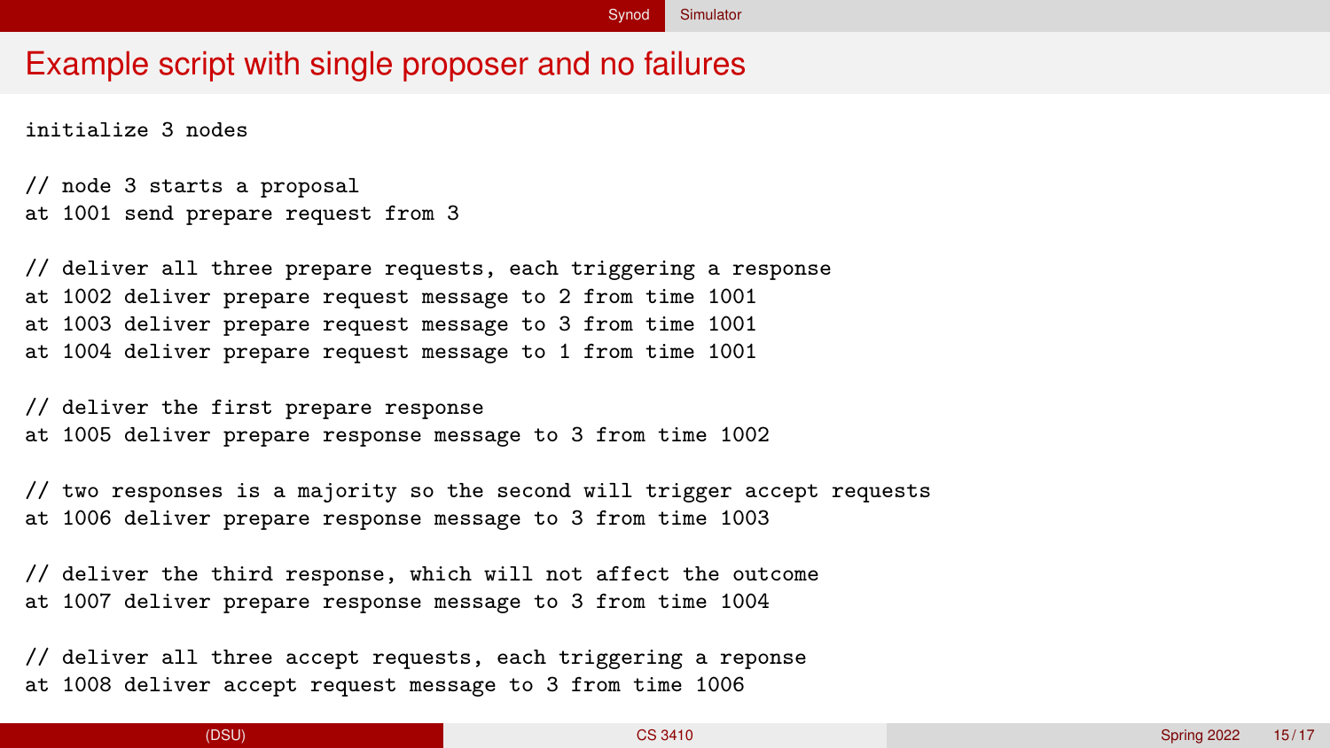# Example script with single proposer and no failures

```
initialize 3 nodes

// node 3 starts a proposal
at 1001 send prepare request from 3

// deliver all three prepare requests, each triggering a response
at 1002 deliver prepare request message to 2 from time 1001
at 1003 deliver prepare request message to 3 from time 1001
at 1004 deliver prepare request message to 1 from time 1001

// deliver the first prepare response
at 1005 deliver prepare response message to 3 from time 1002

// two responses is a majority so the second will trigger accept requests
at 1006 deliver prepare response message to 3 from time 1003

// deliver the third response, which will not affect the outcome
at 1007 deliver prepare response message to 3 from time 1004

// deliver all three accept requests, each triggering a reponse
at 1008 deliver accept request message to 3 from time 1006
```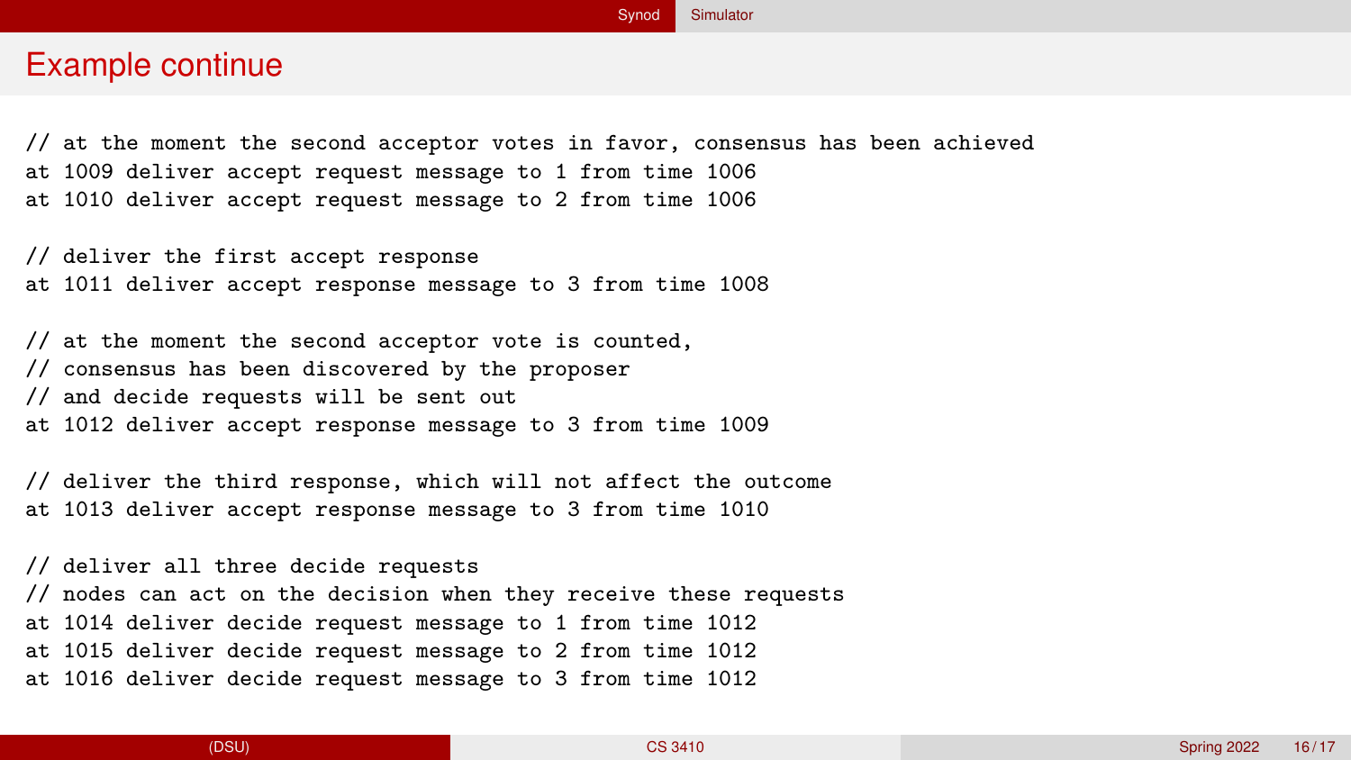# Example continue

```
// at the moment the second acceptor votes in favor, consensus has been achieved
at 1009 deliver accept request message to 1 from time 1006
at 1010 deliver accept request message to 2 from time 1006

// deliver the first accept response
at 1011 deliver accept response message to 3 from time 1008

// at the moment the second acceptor vote is counted,
// consensus has been discovered by the proposer
// and decide requests will be sent out
at 1012 deliver accept response message to 3 from time 1009

// deliver the third response, which will not affect the outcome
at 1013 deliver accept response message to 3 from time 1010

// deliver all three decide requests
// nodes can act on the decision when they receive these requests
at 1014 deliver decide request message to 1 from time 1012
at 1015 deliver decide request message to 2 from time 1012
at 1016 deliver decide request message to 3 from time 1012
```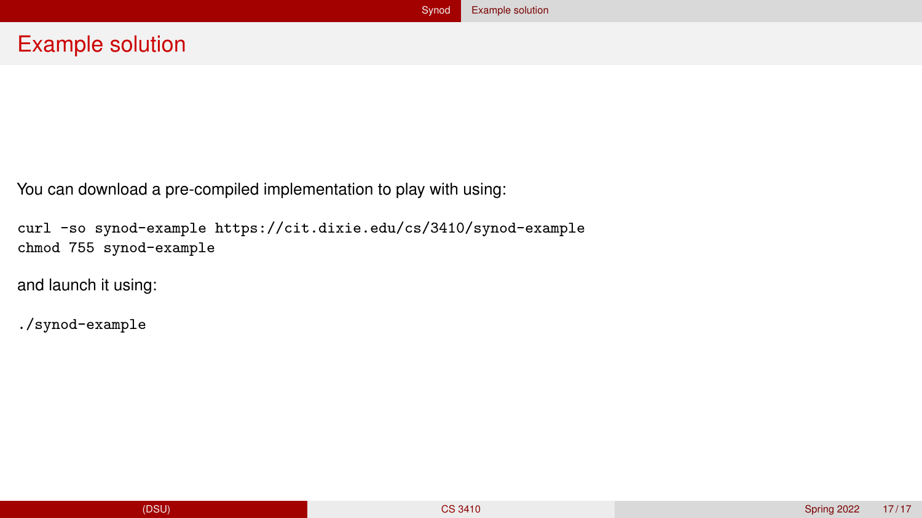# Example solution

You can download a pre-compiled implementation to play with using:

```
curl -so synod-example https://cit.dixie.edu/cs/3410/synod-example
chmod 755 synod-example
```

and launch it using:

```
./synod-example
```